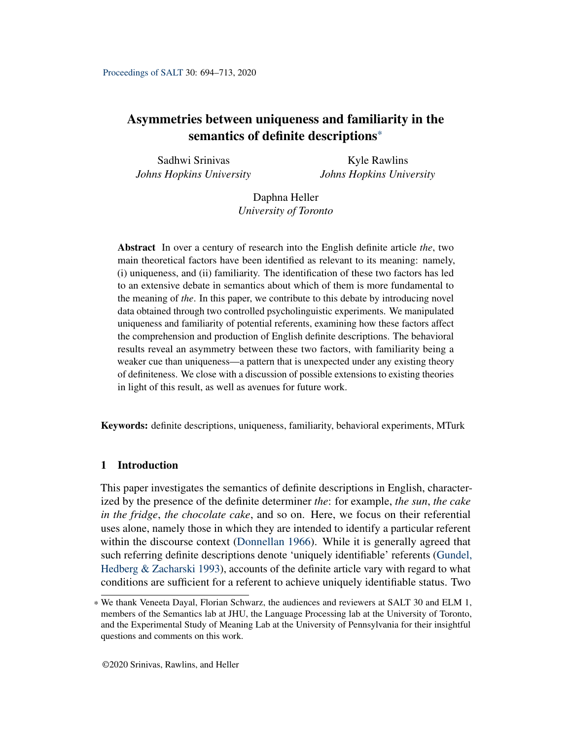# Asymmetries between uniqueness and familiarity in the semantics of definite descriptions*

Sadhwi Srinivas
*Johns Hopkins University*

Kyle Rawlins
*Johns Hopkins University*

Daphna Heller
*University of Toronto*

**Abstract** In over a century of research into the English definite article *the*, two main theoretical factors have been identified as relevant to its meaning: namely, (i) uniqueness, and (ii) familiarity. The identification of these two factors has led to an extensive debate in semantics about which of them is more fundamental to the meaning of *the*. In this paper, we contribute to this debate by introducing novel data obtained through two controlled psycholinguistic experiments. We manipulated uniqueness and familiarity of potential referents, examining how these factors affect the comprehension and production of English definite descriptions. The behavioral results reveal an asymmetry between these two factors, with familiarity being a weaker cue than uniqueness—a pattern that is unexpected under any existing theory of definiteness. We close with a discussion of possible extensions to existing theories in light of this result, as well as avenues for future work.

**Keywords:** definite descriptions, uniqueness, familiarity, behavioral experiments, MTurk

## 1 Introduction

This paper investigates the semantics of definite descriptions in English, characterized by the presence of the definite determiner *the*: for example, *the sun*, *the cake in the fridge*, *the chocolate cake*, and so on. Here, we focus on their referential uses alone, namely those in which they are intended to identify a particular referent within the discourse context (Donnellan 1966). While it is generally agreed that such referring definite descriptions denote 'uniquely identifiable' referents (Gundel, Hedberg & Zacharski 1993), accounts of the definite article vary with regard to what conditions are sufficient for a referent to achieve uniquely identifiable status. Two

* We thank Veneeta Dayal, Florian Schwarz, the audiences and reviewers at SALT 30 and ELM 1, members of the Semantics lab at JHU, the Language Processing lab at the University of Toronto, and the Experimental Study of Meaning Lab at the University of Pennsylvania for their insightful questions and comments on this work.

©2020 Srinivas, Rawlins, and Heller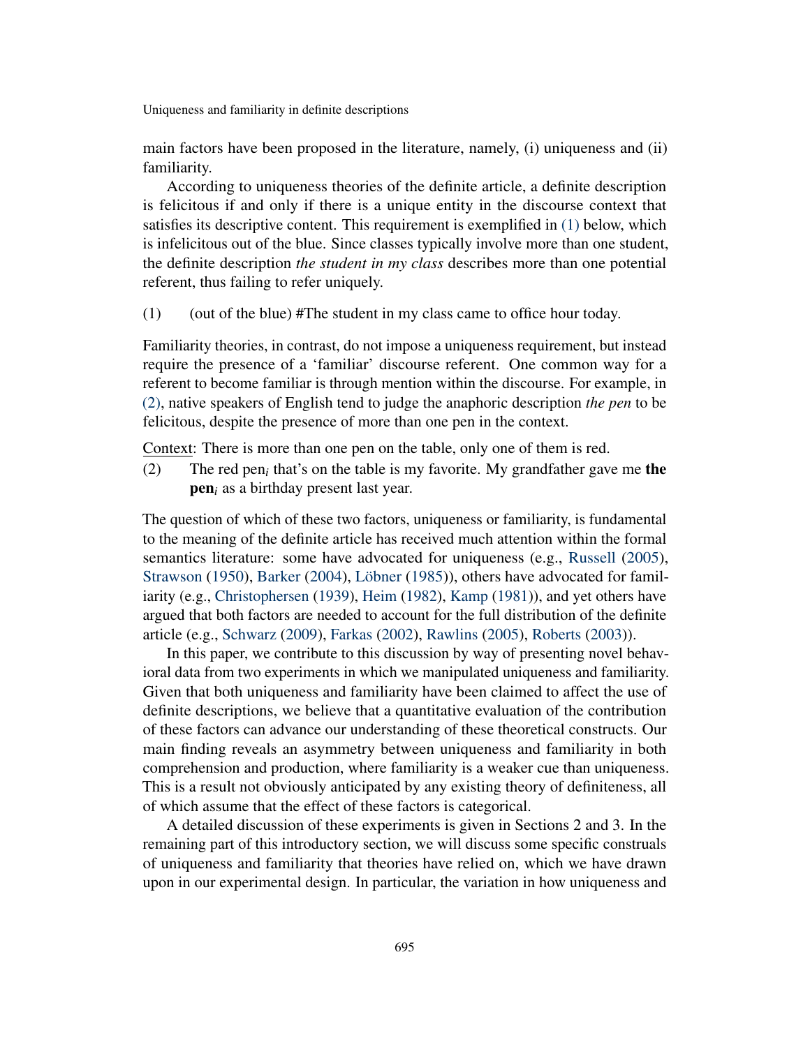main factors have been proposed in the literature, namely, (i) uniqueness and (ii) familiarity.

According to uniqueness theories of the definite article, a definite description is felicitous if and only if there is a unique entity in the discourse context that satisfies its descriptive content. This requirement is exemplified in (1) below, which is infelicitous out of the blue. Since classes typically involve more than one student, the definite description *the student in my class* describes more than one potential referent, thus failing to refer uniquely.

(1) (out of the blue) #The student in my class came to office hour today.

Familiarity theories, in contrast, do not impose a uniqueness requirement, but instead require the presence of a 'familiar' discourse referent. One common way for a referent to become familiar is through mention within the discourse. For example, in (2), native speakers of English tend to judge the anaphoric description *the pen* to be felicitous, despite the presence of more than one pen in the context.

Context: There is more than one pen on the table, only one of them is red.

(2) The red pen$_i$ that's on the table is my favorite. My grandfather gave me **the pen**$_i$ as a birthday present last year.

The question of which of these two factors, uniqueness or familiarity, is fundamental to the meaning of the definite article has received much attention within the formal semantics literature: some have advocated for uniqueness (e.g., Russell (2005), Strawson (1950), Barker (2004), Löbner (1985)), others have advocated for familiarity (e.g., Christophersen (1939), Heim (1982), Kamp (1981)), and yet others have argued that both factors are needed to account for the full distribution of the definite article (e.g., Schwarz (2009), Farkas (2002), Rawlins (2005), Roberts (2003)).

In this paper, we contribute to this discussion by way of presenting novel behavioral data from two experiments in which we manipulated uniqueness and familiarity. Given that both uniqueness and familiarity have been claimed to affect the use of definite descriptions, we believe that a quantitative evaluation of the contribution of these factors can advance our understanding of these theoretical constructs. Our main finding reveals an asymmetry between uniqueness and familiarity in both comprehension and production, where familiarity is a weaker cue than uniqueness. This is a result not obviously anticipated by any existing theory of definiteness, all of which assume that the effect of these factors is categorical.

A detailed discussion of these experiments is given in Sections 2 and 3. In the remaining part of this introductory section, we will discuss some specific construals of uniqueness and familiarity that theories have relied on, which we have drawn upon in our experimental design. In particular, the variation in how uniqueness and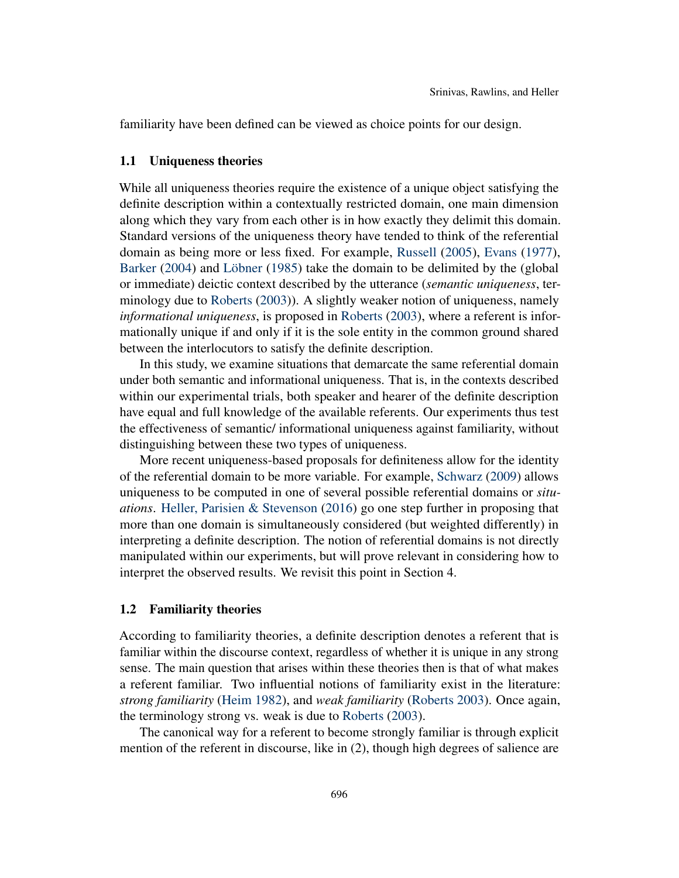familiarity have been defined can be viewed as choice points for our design.

### 1.1 Uniqueness theories

While all uniqueness theories require the existence of a unique object satisfying the definite description within a contextually restricted domain, one main dimension along which they vary from each other is in how exactly they delimit this domain. Standard versions of the uniqueness theory have tended to think of the referential domain as being more or less fixed. For example, Russell (2005), Evans (1977), Barker (2004) and Löbner (1985) take the domain to be delimited by the (global or immediate) deictic context described by the utterance (*semantic uniqueness*, terminology due to Roberts (2003)). A slightly weaker notion of uniqueness, namely *informational uniqueness*, is proposed in Roberts (2003), where a referent is informationally unique if and only if it is the sole entity in the common ground shared between the interlocutors to satisfy the definite description.

In this study, we examine situations that demarcate the same referential domain under both semantic and informational uniqueness. That is, in the contexts described within our experimental trials, both speaker and hearer of the definite description have equal and full knowledge of the available referents. Our experiments thus test the effectiveness of semantic/ informational uniqueness against familiarity, without distinguishing between these two types of uniqueness.

More recent uniqueness-based proposals for definiteness allow for the identity of the referential domain to be more variable. For example, Schwarz (2009) allows uniqueness to be computed in one of several possible referential domains or *situations*. Heller, Parisien & Stevenson (2016) go one step further in proposing that more than one domain is simultaneously considered (but weighted differently) in interpreting a definite description. The notion of referential domains is not directly manipulated within our experiments, but will prove relevant in considering how to interpret the observed results. We revisit this point in Section 4.

### 1.2 Familiarity theories

According to familiarity theories, a definite description denotes a referent that is familiar within the discourse context, regardless of whether it is unique in any strong sense. The main question that arises within these theories then is that of what makes a referent familiar. Two influential notions of familiarity exist in the literature: *strong familiarity* (Heim 1982), and *weak familiarity* (Roberts 2003). Once again, the terminology strong vs. weak is due to Roberts (2003).

The canonical way for a referent to become strongly familiar is through explicit mention of the referent in discourse, like in (2), though high degrees of salience are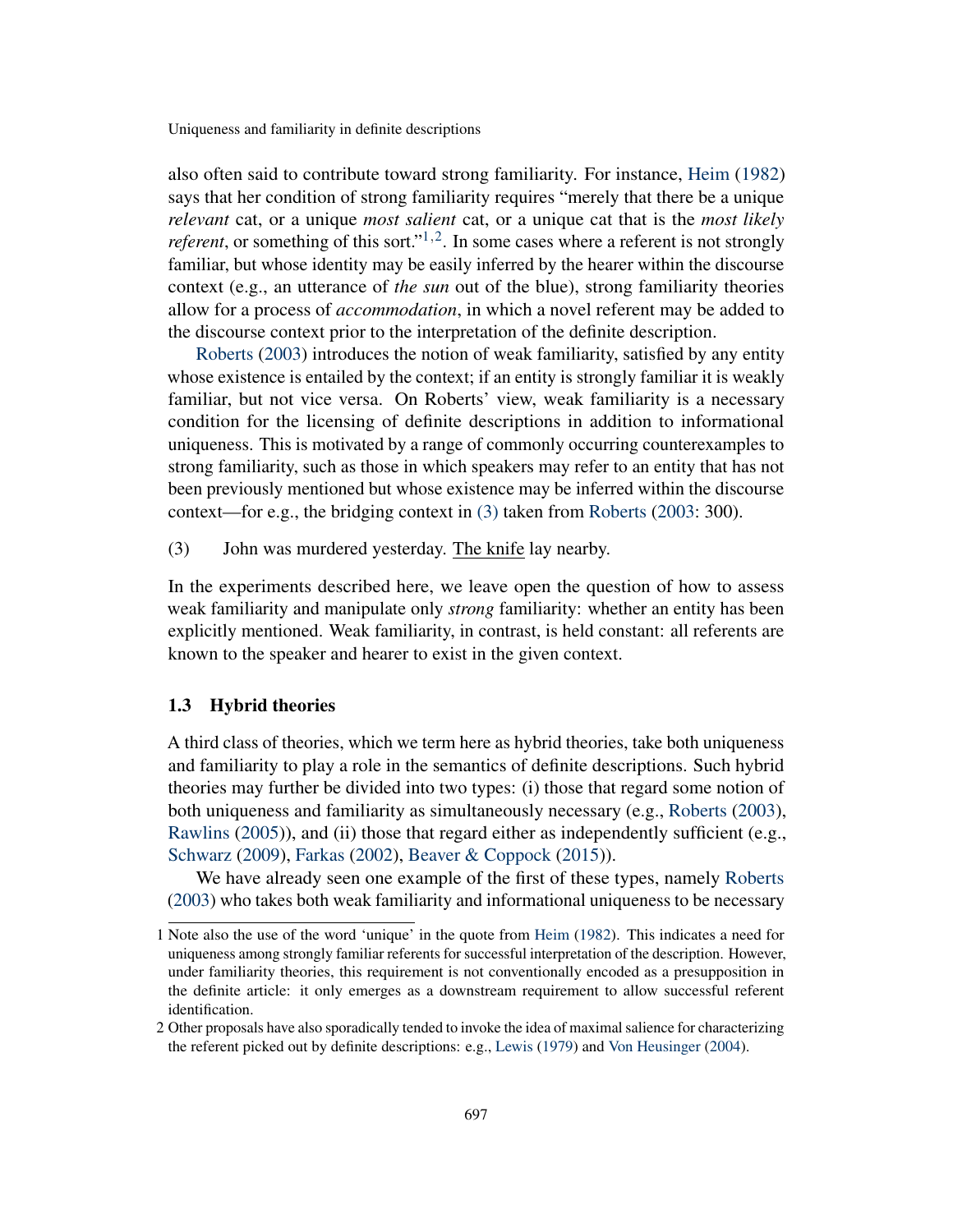also often said to contribute toward strong familiarity. For instance, Heim (1982) says that her condition of strong familiarity requires "merely that there be a unique *relevant* cat, or a unique *most salient* cat, or a unique cat that is the *most likely referent*, or something of this sort."[1,2]. In some cases where a referent is not strongly familiar, but whose identity may be easily inferred by the hearer within the discourse context (e.g., an utterance of *the sun* out of the blue), strong familiarity theories allow for a process of *accommodation*, in which a novel referent may be added to the discourse context prior to the interpretation of the definite description.

Roberts (2003) introduces the notion of weak familiarity, satisfied by any entity whose existence is entailed by the context; if an entity is strongly familiar it is weakly familiar, but not vice versa. On Roberts' view, weak familiarity is a necessary condition for the licensing of definite descriptions in addition to informational uniqueness. This is motivated by a range of commonly occurring counterexamples to strong familiarity, such as those in which speakers may refer to an entity that has not been previously mentioned but whose existence may be inferred within the discourse context—for e.g., the bridging context in (3) taken from Roberts (2003: 300).

(3) John was murdered yesterday. <u>The knife</u> lay nearby.

In the experiments described here, we leave open the question of how to assess weak familiarity and manipulate only *strong* familiarity: whether an entity has been explicitly mentioned. Weak familiarity, in contrast, is held constant: all referents are known to the speaker and hearer to exist in the given context.

### 1.3 Hybrid theories

A third class of theories, which we term here as hybrid theories, take both uniqueness and familiarity to play a role in the semantics of definite descriptions. Such hybrid theories may further be divided into two types: (i) those that regard some notion of both uniqueness and familiarity as simultaneously necessary (e.g., Roberts (2003), Rawlins (2005)), and (ii) those that regard either as independently sufficient (e.g., Schwarz (2009), Farkas (2002), Beaver & Coppock (2015)).

We have already seen one example of the first of these types, namely Roberts (2003) who takes both weak familiarity and informational uniqueness to be necessary

1 Note also the use of the word 'unique' in the quote from Heim (1982). This indicates a need for uniqueness among strongly familiar referents for successful interpretation of the description. However, under familiarity theories, this requirement is not conventionally encoded as a presupposition in the definite article: it only emerges as a downstream requirement to allow successful referent identification.

2 Other proposals have also sporadically tended to invoke the idea of maximal salience for characterizing the referent picked out by definite descriptions: e.g., Lewis (1979) and Von Heusinger (2004).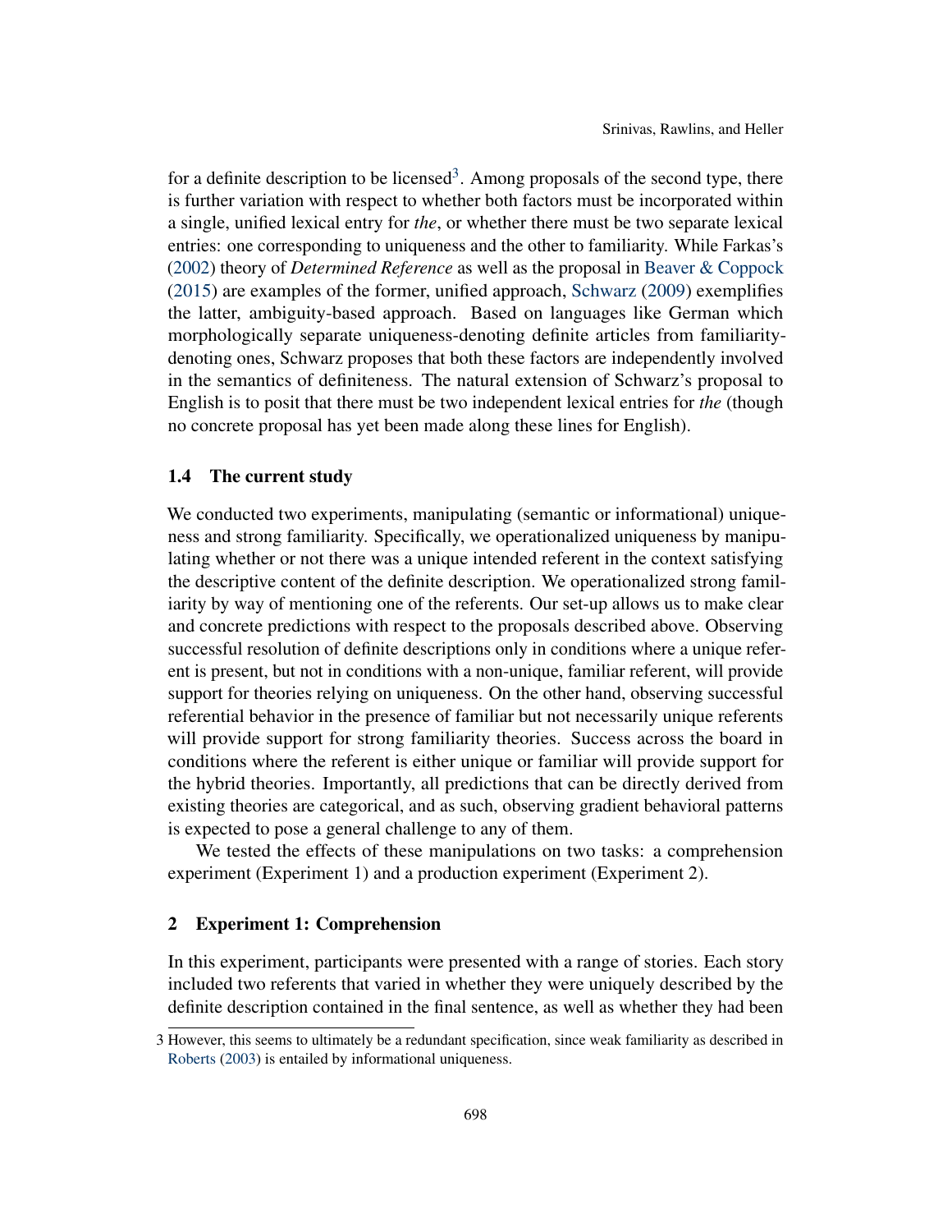for a definite description to be licensed[3]. Among proposals of the second type, there is further variation with respect to whether both factors must be incorporated within a single, unified lexical entry for *the*, or whether there must be two separate lexical entries: one corresponding to uniqueness and the other to familiarity. While Farkas's (2002) theory of *Determined Reference* as well as the proposal in Beaver & Coppock (2015) are examples of the former, unified approach, Schwarz (2009) exemplifies the latter, ambiguity-based approach. Based on languages like German which morphologically separate uniqueness-denoting definite articles from familiarity-denoting ones, Schwarz proposes that both these factors are independently involved in the semantics of definiteness. The natural extension of Schwarz's proposal to English is to posit that there must be two independent lexical entries for *the* (though no concrete proposal has yet been made along these lines for English).

### 1.4 The current study

We conducted two experiments, manipulating (semantic or informational) uniqueness and strong familiarity. Specifically, we operationalized uniqueness by manipulating whether or not there was a unique intended referent in the context satisfying the descriptive content of the definite description. We operationalized strong familiarity by way of mentioning one of the referents. Our set-up allows us to make clear and concrete predictions with respect to the proposals described above. Observing successful resolution of definite descriptions only in conditions where a unique referent is present, but not in conditions with a non-unique, familiar referent, will provide support for theories relying on uniqueness. On the other hand, observing successful referential behavior in the presence of familiar but not necessarily unique referents will provide support for strong familiarity theories. Success across the board in conditions where the referent is either unique or familiar will provide support for the hybrid theories. Importantly, all predictions that can be directly derived from existing theories are categorical, and as such, observing gradient behavioral patterns is expected to pose a general challenge to any of them.

We tested the effects of these manipulations on two tasks: a comprehension experiment (Experiment 1) and a production experiment (Experiment 2).

## 2 Experiment 1: Comprehension

In this experiment, participants were presented with a range of stories. Each story included two referents that varied in whether they were uniquely described by the definite description contained in the final sentence, as well as whether they had been

[3] However, this seems to ultimately be a redundant specification, since weak familiarity as described in Roberts (2003) is entailed by informational uniqueness.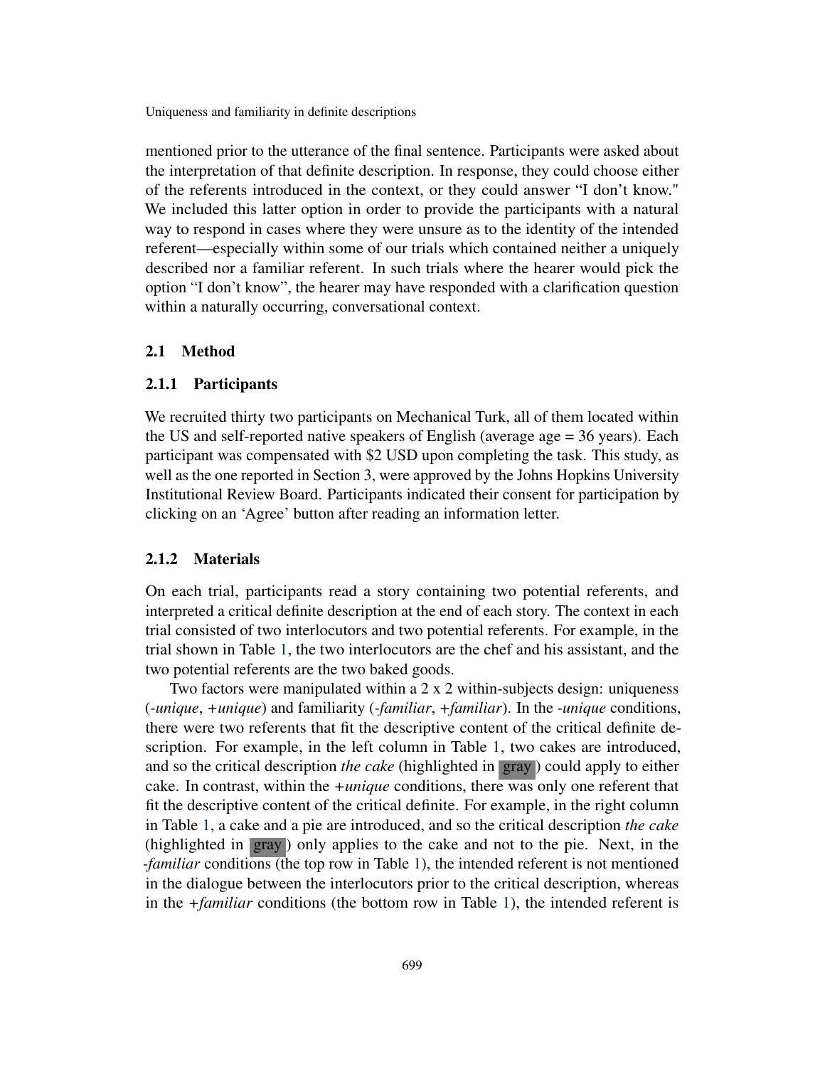mentioned prior to the utterance of the final sentence. Participants were asked about the interpretation of that definite description. In response, they could choose either of the referents introduced in the context, or they could answer "I don't know." We included this latter option in order to provide the participants with a natural way to respond in cases where they were unsure as to the identity of the intended referent—especially within some of our trials which contained neither a uniquely described nor a familiar referent. In such trials where the hearer would pick the option "I don't know", the hearer may have responded with a clarification question within a naturally occurring, conversational context.

### 2.1 Method

#### 2.1.1 Participants

We recruited thirty two participants on Mechanical Turk, all of them located within the US and self-reported native speakers of English (average age = 36 years). Each participant was compensated with $2 USD upon completing the task. This study, as well as the one reported in Section 3, were approved by the Johns Hopkins University Institutional Review Board. Participants indicated their consent for participation by clicking on an 'Agree' button after reading an information letter.

#### 2.1.2 Materials

On each trial, participants read a story containing two potential referents, and interpreted a critical definite description at the end of each story. The context in each trial consisted of two interlocutors and two potential referents. For example, in the trial shown in Table 1, the two interlocutors are the chef and his assistant, and the two potential referents are the two baked goods.

Two factors were manipulated within a 2 x 2 within-subjects design: uniqueness (*-unique*, *+unique*) and familiarity (*-familiar*, *+familiar*). In the *-unique* conditions, there were two referents that fit the descriptive content of the critical definite description. For example, in the left column in Table 1, two cakes are introduced, and so the critical description *the cake* (highlighted in gray) could apply to either cake. In contrast, within the *+unique* conditions, there was only one referent that fit the descriptive content of the critical definite. For example, in the right column in Table 1, a cake and a pie are introduced, and so the critical description *the cake* (highlighted in gray) only applies to the cake and not to the pie. Next, in the *-familiar* conditions (the top row in Table 1), the intended referent is not mentioned in the dialogue between the interlocutors prior to the critical description, whereas in the *+familiar* conditions (the bottom row in Table 1), the intended referent is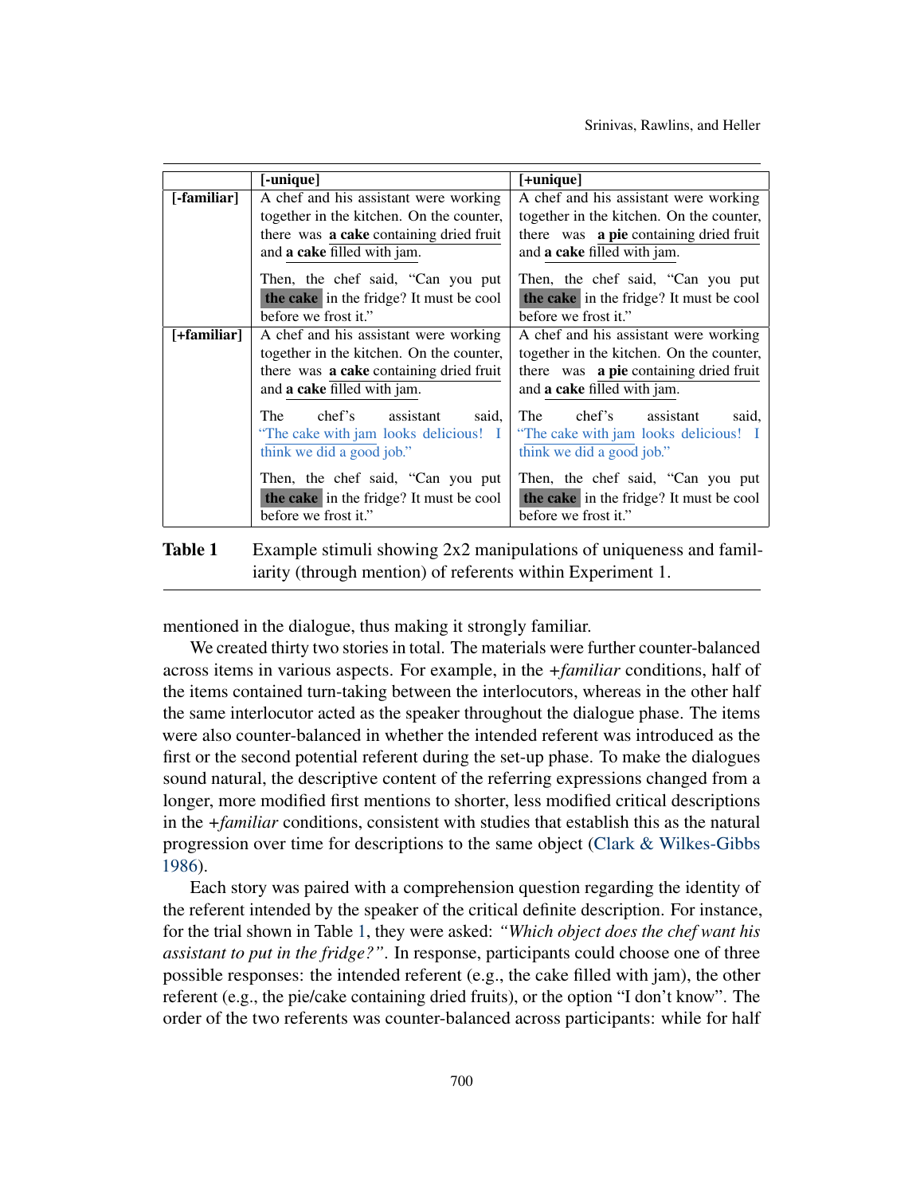| | [-unique] | [+unique] |
|---|---|---|
| [-familiar] | A chef and his assistant were working together in the kitchen. On the counter, there was **a cake** containing dried fruit and **a cake** filled with jam.<br><br>Then, the chef said, "Can you put **the cake** in the fridge? It must be cool before we frost it." | A chef and his assistant were working together in the kitchen. On the counter, there was **a pie** containing dried fruit and **a cake** filled with jam.<br><br>Then, the chef said, "Can you put **the cake** in the fridge? It must be cool before we frost it." |
| [+familiar] | A chef and his assistant were working together in the kitchen. On the counter, there was **a cake** containing dried fruit and **a cake** filled with jam.<br><br>The chef's assistant said, "The cake with jam looks delicious! I think we did a good job."<br><br>Then, the chef said, "Can you put **the cake** in the fridge? It must be cool before we frost it." | A chef and his assistant were working together in the kitchen. On the counter, there was **a pie** containing dried fruit and **a cake** filled with jam.<br><br>The chef's assistant said, "The cake with jam looks delicious! I think we did a good job."<br><br>Then, the chef said, "Can you put **the cake** in the fridge? It must be cool before we frost it." |

**Table 1** Example stimuli showing 2x2 manipulations of uniqueness and familiarity (through mention) of referents within Experiment 1.

mentioned in the dialogue, thus making it strongly familiar.

We created thirty two stories in total. The materials were further counter-balanced across items in various aspects. For example, in the *+familiar* conditions, half of the items contained turn-taking between the interlocutors, whereas in the other half the same interlocutor acted as the speaker throughout the dialogue phase. The items were also counter-balanced in whether the intended referent was introduced as the first or the second potential referent during the set-up phase. To make the dialogues sound natural, the descriptive content of the referring expressions changed from a longer, more modified first mentions to shorter, less modified critical descriptions in the *+familiar* conditions, consistent with studies that establish this as the natural progression over time for descriptions to the same object (Clark & Wilkes-Gibbs 1986).

Each story was paired with a comprehension question regarding the identity of the referent intended by the speaker of the critical definite description. For instance, for the trial shown in Table 1, they were asked: *"Which object does the chef want his assistant to put in the fridge?"*. In response, participants could choose one of three possible responses: the intended referent (e.g., the cake filled with jam), the other referent (e.g., the pie/cake containing dried fruits), or the option "I don't know". The order of the two referents was counter-balanced across participants: while for half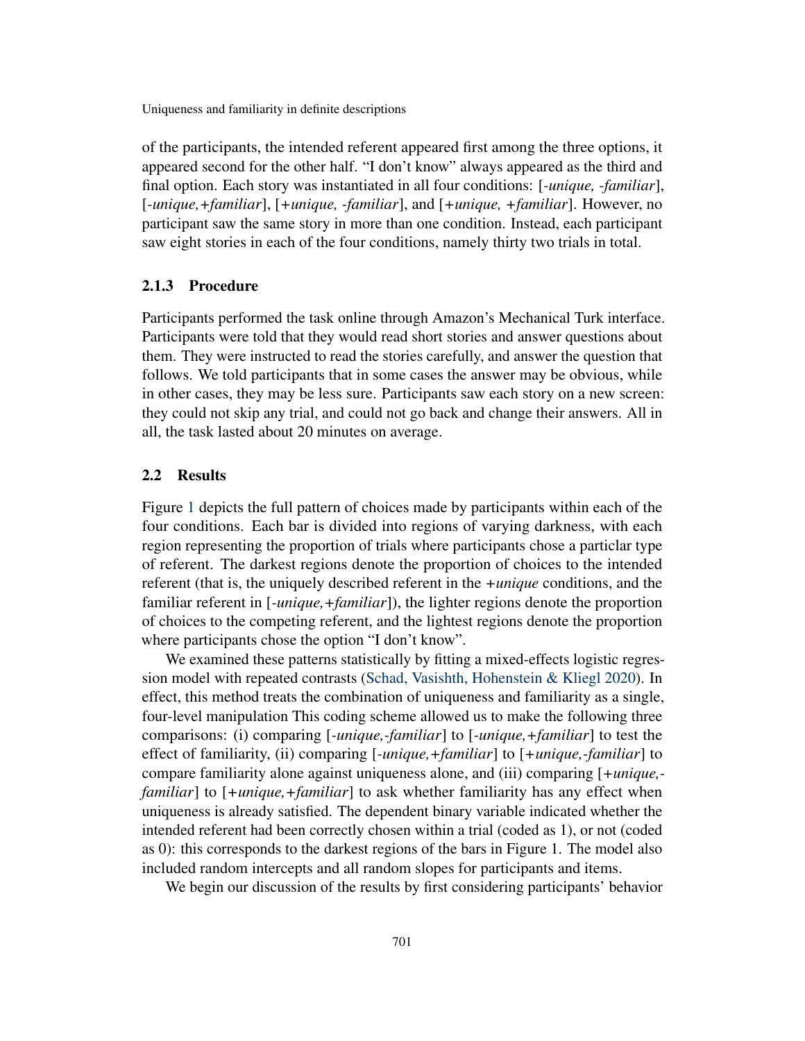of the participants, the intended referent appeared first among the three options, it appeared second for the other half. "I don't know" always appeared as the third and final option. Each story was instantiated in all four conditions: [*-unique, -familiar*], [*-unique,+familiar*], [*+unique, -familiar*], and [*+unique, +familiar*]. However, no participant saw the same story in more than one condition. Instead, each participant saw eight stories in each of the four conditions, namely thirty two trials in total.

### 2.1.3 Procedure

Participants performed the task online through Amazon's Mechanical Turk interface. Participants were told that they would read short stories and answer questions about them. They were instructed to read the stories carefully, and answer the question that follows. We told participants that in some cases the answer may be obvious, while in other cases, they may be less sure. Participants saw each story on a new screen: they could not skip any trial, and could not go back and change their answers. All in all, the task lasted about 20 minutes on average.

## 2.2 Results

Figure 1 depicts the full pattern of choices made by participants within each of the four conditions. Each bar is divided into regions of varying darkness, with each region representing the proportion of trials where participants chose a particlar type of referent. The darkest regions denote the proportion of choices to the intended referent (that is, the uniquely described referent in the *+unique* conditions, and the familiar referent in [*-unique,+familiar*]), the lighter regions denote the proportion of choices to the competing referent, and the lightest regions denote the proportion where participants chose the option "I don't know".

We examined these patterns statistically by fitting a mixed-effects logistic regression model with repeated contrasts (Schad, Vasishth, Hohenstein & Kliegl 2020). In effect, this method treats the combination of uniqueness and familiarity as a single, four-level manipulation This coding scheme allowed us to make the following three comparisons: (i) comparing [*-unique,-familiar*] to [*-unique,+familiar*] to test the effect of familiarity, (ii) comparing [*-unique,+familiar*] to [*+unique,-familiar*] to compare familiarity alone against uniqueness alone, and (iii) comparing [*+unique,-familiar*] to [*+unique,+familiar*] to ask whether familiarity has any effect when uniqueness is already satisfied. The dependent binary variable indicated whether the intended referent had been correctly chosen within a trial (coded as 1), or not (coded as 0): this corresponds to the darkest regions of the bars in Figure 1. The model also included random intercepts and all random slopes for participants and items.

We begin our discussion of the results by first considering participants' behavior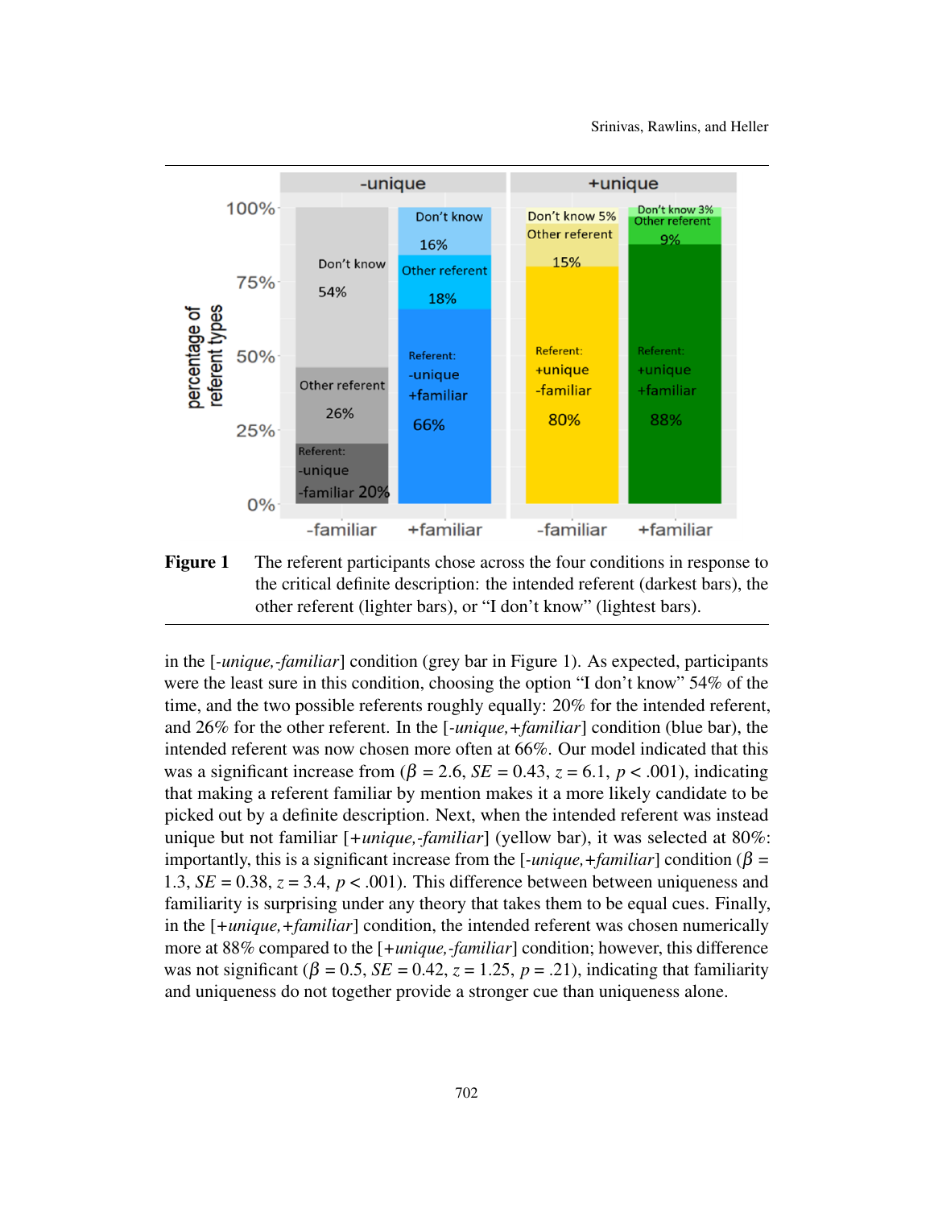**Figure 1** The referent participants chose across the four conditions in response to the critical definite description: the intended referent (darkest bars), the other referent (lighter bars), or "I don't know" (lightest bars).

in the [*-unique,-familiar*] condition (grey bar in Figure 1). As expected, participants were the least sure in this condition, choosing the option "I don't know" 54% of the time, and the two possible referents roughly equally: 20% for the intended referent, and 26% for the other referent. In the [*-unique,+familiar*] condition (blue bar), the intended referent was now chosen more often at 66%. Our model indicated that this was a significant increase from ($\beta$ = 2.6, $SE$ = 0.43, $z$ = 6.1, $p$ < .001), indicating that making a referent familiar by mention makes it a more likely candidate to be picked out by a definite description. Next, when the intended referent was instead unique but not familiar [*+unique,-familiar*] (yellow bar), it was selected at 80%: importantly, this is a significant increase from the [*-unique,+familiar*] condition ($\beta$ = 1.3, $SE$ = 0.38, $z$ = 3.4, $p$ < .001). This difference between between uniqueness and familiarity is surprising under any theory that takes them to be equal cues. Finally, in the [*+unique,+familiar*] condition, the intended referent was chosen numerically more at 88% compared to the [*+unique,-familiar*] condition; however, this difference was not significant ($\beta$ = 0.5, $SE$ = 0.42, $z$ = 1.25, $p$ = .21), indicating that familiarity and uniqueness do not together provide a stronger cue than uniqueness alone.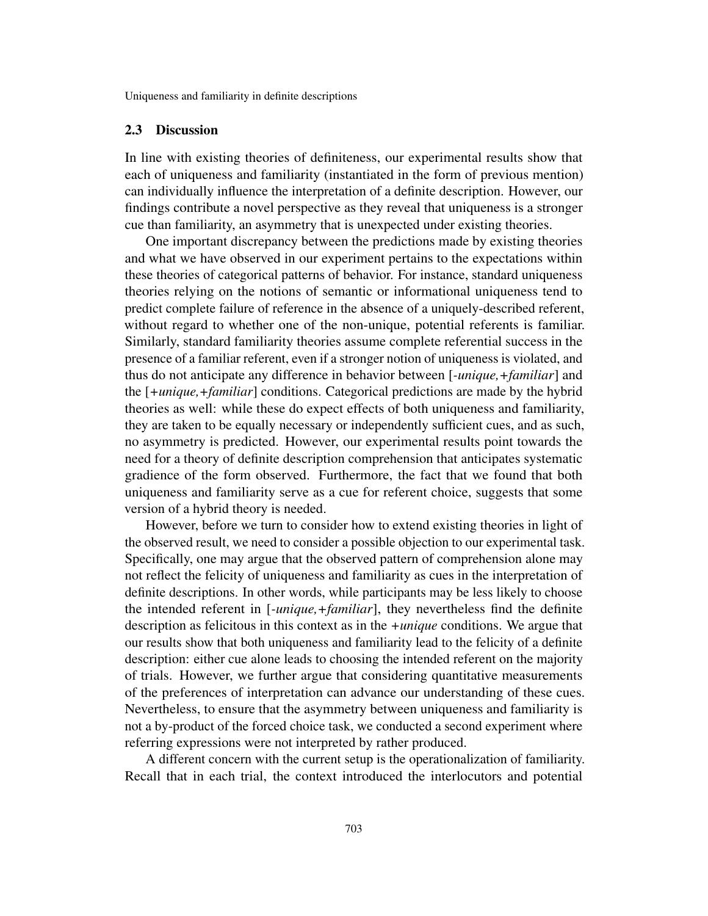### 2.3 Discussion

In line with existing theories of definiteness, our experimental results show that each of uniqueness and familiarity (instantiated in the form of previous mention) can individually influence the interpretation of a definite description. However, our findings contribute a novel perspective as they reveal that uniqueness is a stronger cue than familiarity, an asymmetry that is unexpected under existing theories.

One important discrepancy between the predictions made by existing theories and what we have observed in our experiment pertains to the expectations within these theories of categorical patterns of behavior. For instance, standard uniqueness theories relying on the notions of semantic or informational uniqueness tend to predict complete failure of reference in the absence of a uniquely-described referent, without regard to whether one of the non-unique, potential referents is familiar. Similarly, standard familiarity theories assume complete referential success in the presence of a familiar referent, even if a stronger notion of uniqueness is violated, and thus do not anticipate any difference in behavior between [*-unique,+familiar*] and the [*+unique,+familiar*] conditions. Categorical predictions are made by the hybrid theories as well: while these do expect effects of both uniqueness and familiarity, they are taken to be equally necessary or independently sufficient cues, and as such, no asymmetry is predicted. However, our experimental results point towards the need for a theory of definite description comprehension that anticipates systematic gradience of the form observed. Furthermore, the fact that we found that both uniqueness and familiarity serve as a cue for referent choice, suggests that some version of a hybrid theory is needed.

However, before we turn to consider how to extend existing theories in light of the observed result, we need to consider a possible objection to our experimental task. Specifically, one may argue that the observed pattern of comprehension alone may not reflect the felicity of uniqueness and familiarity as cues in the interpretation of definite descriptions. In other words, while participants may be less likely to choose the intended referent in [*-unique,+familiar*], they nevertheless find the definite description as felicitous in this context as in the *+unique* conditions. We argue that our results show that both uniqueness and familiarity lead to the felicity of a definite description: either cue alone leads to choosing the intended referent on the majority of trials. However, we further argue that considering quantitative measurements of the preferences of interpretation can advance our understanding of these cues. Nevertheless, to ensure that the asymmetry between uniqueness and familiarity is not a by-product of the forced choice task, we conducted a second experiment where referring expressions were not interpreted by rather produced.

A different concern with the current setup is the operationalization of familiarity. Recall that in each trial, the context introduced the interlocutors and potential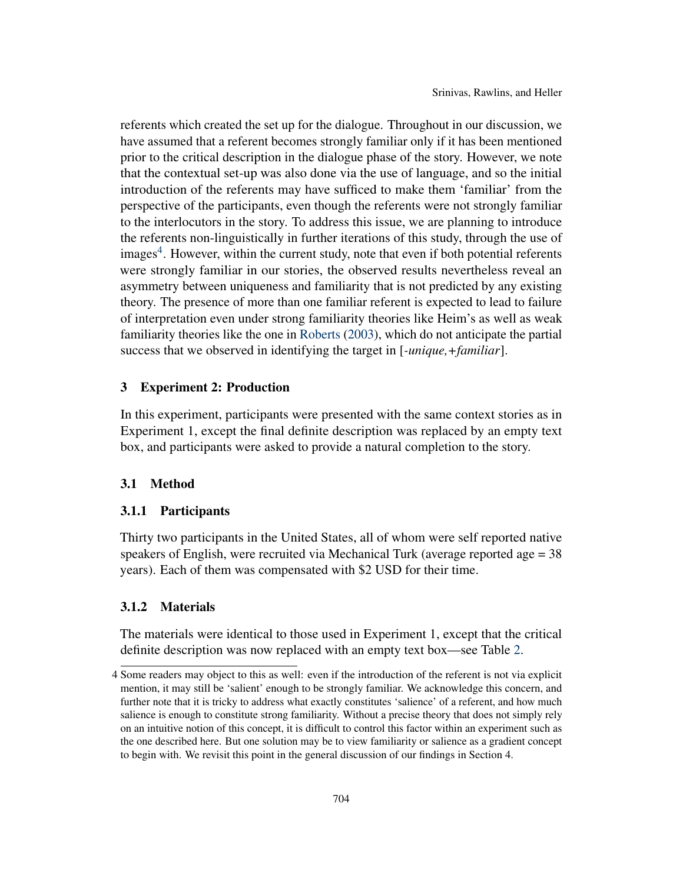referents which created the set up for the dialogue. Throughout in our discussion, we have assumed that a referent becomes strongly familiar only if it has been mentioned prior to the critical description in the dialogue phase of the story. However, we note that the contextual set-up was also done via the use of language, and so the initial introduction of the referents may have sufficed to make them 'familiar' from the perspective of the participants, even though the referents were not strongly familiar to the interlocutors in the story. To address this issue, we are planning to introduce the referents non-linguistically in further iterations of this study, through the use of images[4]. However, within the current study, note that even if both potential referents were strongly familiar in our stories, the observed results nevertheless reveal an asymmetry between uniqueness and familiarity that is not predicted by any existing theory. The presence of more than one familiar referent is expected to lead to failure of interpretation even under strong familiarity theories like Heim's as well as weak familiarity theories like the one in Roberts (2003), which do not anticipate the partial success that we observed in identifying the target in [*-unique,+familiar*].

## 3 Experiment 2: Production

In this experiment, participants were presented with the same context stories as in Experiment 1, except the final definite description was replaced by an empty text box, and participants were asked to provide a natural completion to the story.

### 3.1 Method

#### 3.1.1 Participants

Thirty two participants in the United States, all of whom were self reported native speakers of English, were recruited via Mechanical Turk (average reported age = 38 years). Each of them was compensated with $2 USD for their time.

#### 3.1.2 Materials

The materials were identical to those used in Experiment 1, except that the critical definite description was now replaced with an empty text box—see Table 2.

4 Some readers may object to this as well: even if the introduction of the referent is not via explicit mention, it may still be 'salient' enough to be strongly familiar. We acknowledge this concern, and further note that it is tricky to address what exactly constitutes 'salience' of a referent, and how much salience is enough to constitute strong familiarity. Without a precise theory that does not simply rely on an intuitive notion of this concept, it is difficult to control this factor within an experiment such as the one described here. But one solution may be to view familiarity or salience as a gradient concept to begin with. We revisit this point in the general discussion of our findings in Section 4.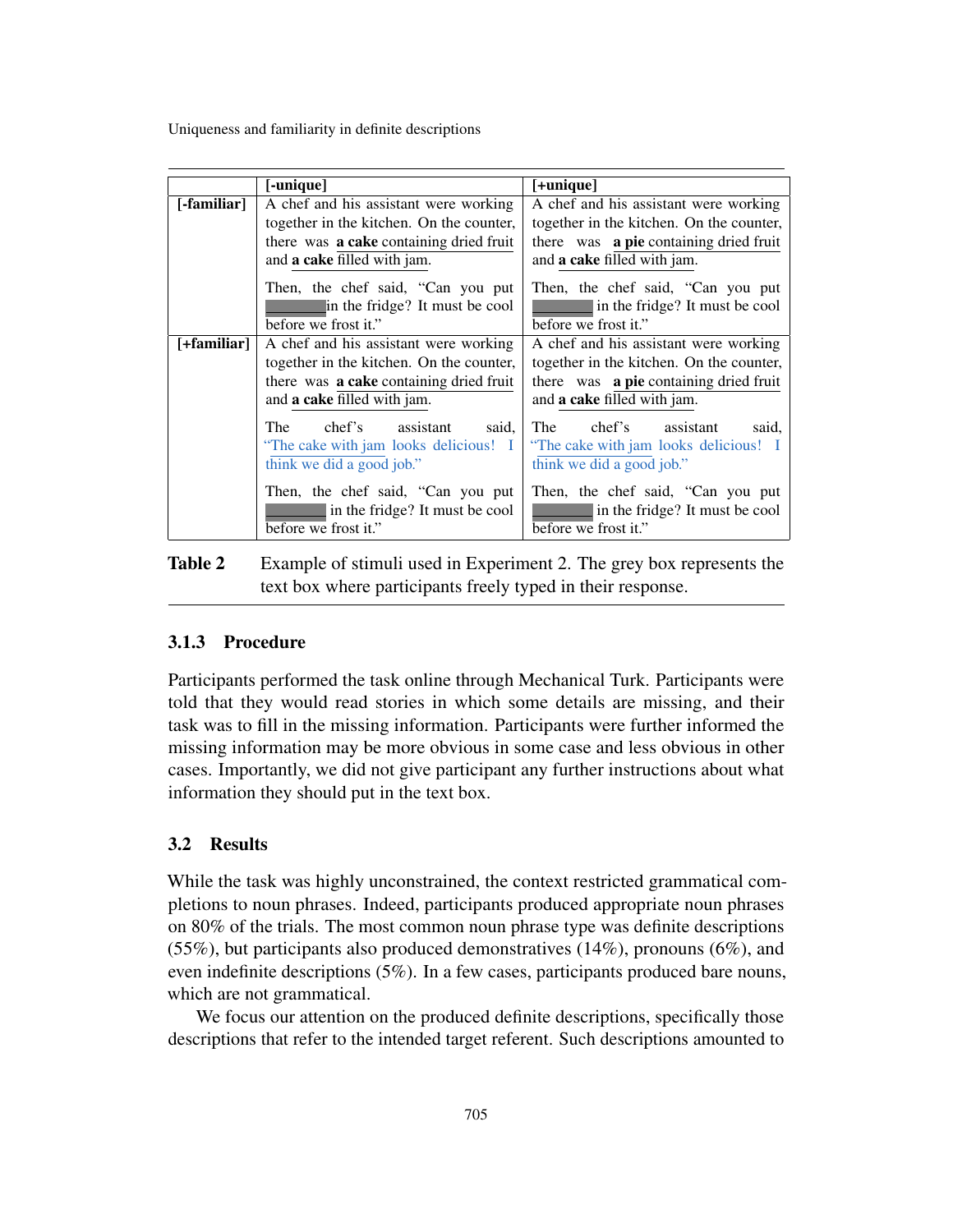| | [-unique] | [+unique] |
|---|---|---|
| [-familiar] | A chef and his assistant were working together in the kitchen. On the counter, there was **a cake** containing dried fruit and **a cake** filled with jam.<br><br>Then, the chef said, "Can you put ______ in the fridge? It must be cool before we frost it." | A chef and his assistant were working together in the kitchen. On the counter, there was **a pie** containing dried fruit and **a cake** filled with jam.<br><br>Then, the chef said, "Can you put ______ in the fridge? It must be cool before we frost it." |
| [+familiar] | A chef and his assistant were working together in the kitchen. On the counter, there was **a cake** containing dried fruit and **a cake** filled with jam.<br><br>The chef's assistant said, "The cake with jam looks delicious! I think we did a good job."<br><br>Then, the chef said, "Can you put ______ in the fridge? It must be cool before we frost it." | A chef and his assistant were working together in the kitchen. On the counter, there was **a pie** containing dried fruit and **a cake** filled with jam.<br><br>The chef's assistant said, "The cake with jam looks delicious! I think we did a good job."<br><br>Then, the chef said, "Can you put ______ in the fridge? It must be cool before we frost it." |

**Table 2** Example of stimuli used in Experiment 2. The grey box represents the text box where participants freely typed in their response.

### 3.1.3 Procedure

Participants performed the task online through Mechanical Turk. Participants were told that they would read stories in which some details are missing, and their task was to fill in the missing information. Participants were further informed the missing information may be more obvious in some case and less obvious in other cases. Importantly, we did not give participant any further instructions about what information they should put in the text box.

## 3.2 Results

While the task was highly unconstrained, the context restricted grammatical completions to noun phrases. Indeed, participants produced appropriate noun phrases on 80% of the trials. The most common noun phrase type was definite descriptions (55%), but participants also produced demonstratives (14%), pronouns (6%), and even indefinite descriptions (5%). In a few cases, participants produced bare nouns, which are not grammatical.

We focus our attention on the produced definite descriptions, specifically those descriptions that refer to the intended target referent. Such descriptions amounted to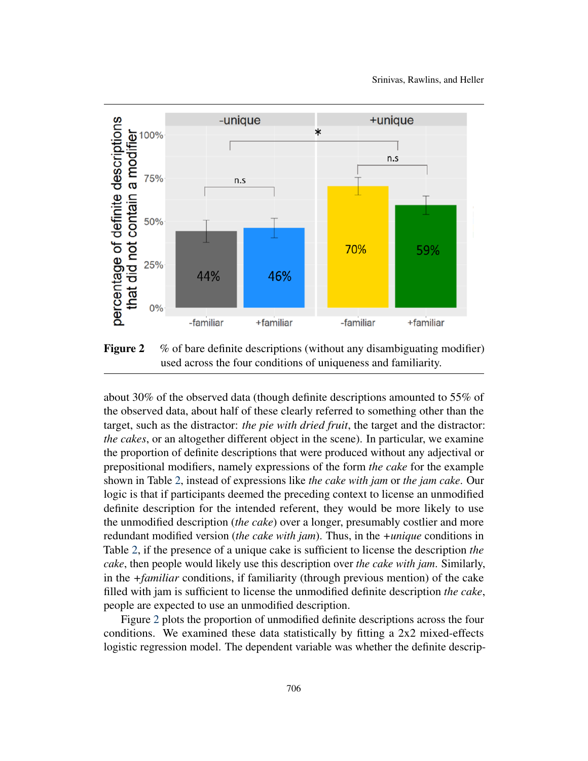**Figure 2** % of bare definite descriptions (without any disambiguating modifier) used across the four conditions of uniqueness and familiarity.

about 30% of the observed data (though definite descriptions amounted to 55% of the observed data, about half of these clearly referred to something other than the target, such as the distractor: *the pie with dried fruit*, the target and the distractor: *the cakes*, or an altogether different object in the scene). In particular, we examine the proportion of definite descriptions that were produced without any adjectival or prepositional modifiers, namely expressions of the form *the cake* for the example shown in Table 2, instead of expressions like *the cake with jam* or *the jam cake*. Our logic is that if participants deemed the preceding context to license an unmodified definite description for the intended referent, they would be more likely to use the unmodified description (*the cake*) over a longer, presumably costlier and more redundant modified version (*the cake with jam*). Thus, in the *+unique* conditions in Table 2, if the presence of a unique cake is sufficient to license the description *the cake*, then people would likely use this description over *the cake with jam*. Similarly, in the *+familiar* conditions, if familiarity (through previous mention) of the cake filled with jam is sufficient to license the unmodified definite description *the cake*, people are expected to use an unmodified description.

Figure 2 plots the proportion of unmodified definite descriptions across the four conditions. We examined these data statistically by fitting a 2x2 mixed-effects logistic regression model. The dependent variable was whether the definite descrip-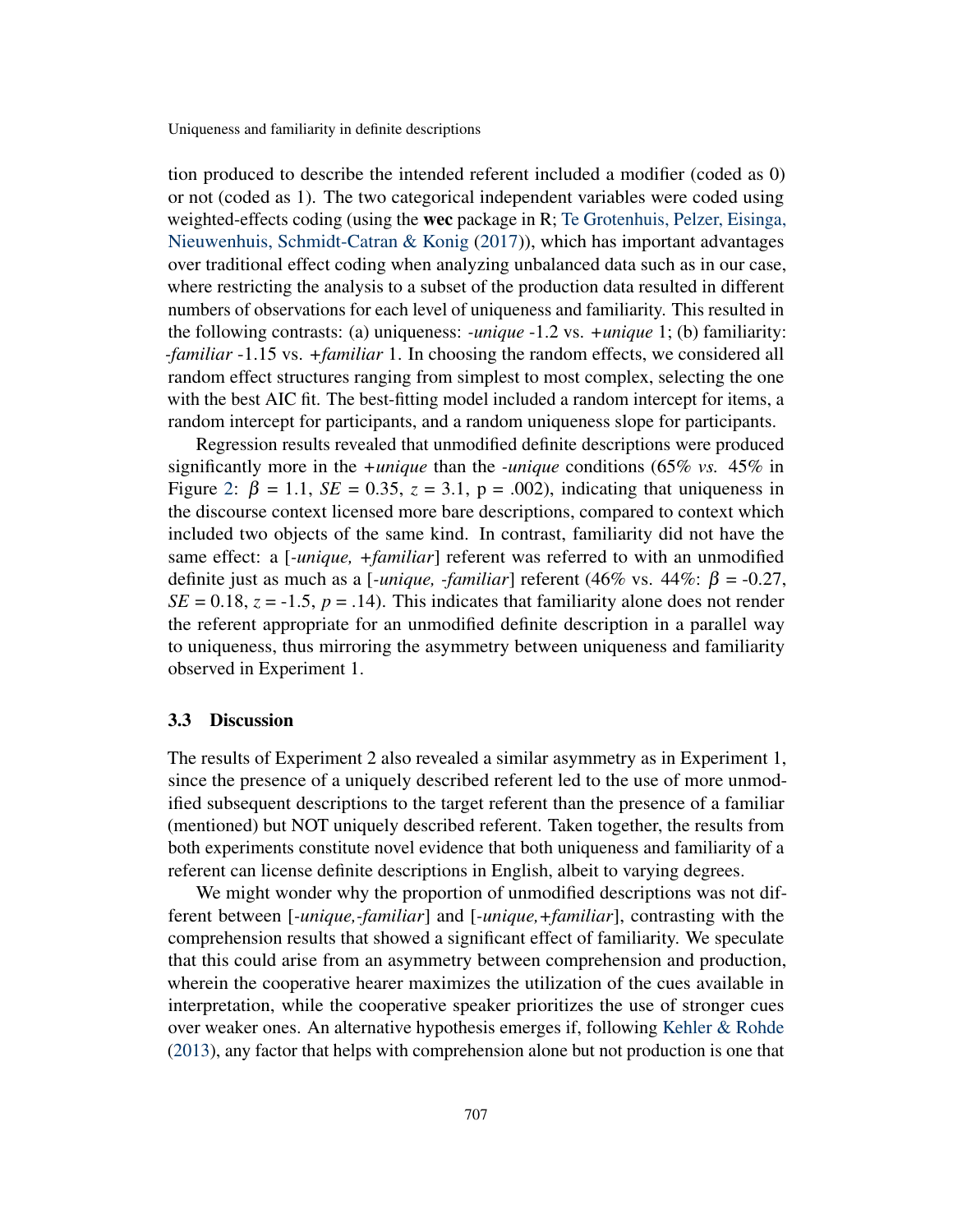tion produced to describe the intended referent included a modifier (coded as 0) or not (coded as 1). The two categorical independent variables were coded using weighted-effects coding (using the **wec** package in R; Te Grotenhuis, Pelzer, Eisinga, Nieuwenhuis, Schmidt-Catran & Konig (2017)), which has important advantages over traditional effect coding when analyzing unbalanced data such as in our case, where restricting the analysis to a subset of the production data resulted in different numbers of observations for each level of uniqueness and familiarity. This resulted in the following contrasts: (a) uniqueness: *-unique* -1.2 vs. *+unique* 1; (b) familiarity: *-familiar* -1.15 vs. *+familiar* 1. In choosing the random effects, we considered all random effect structures ranging from simplest to most complex, selecting the one with the best AIC fit. The best-fitting model included a random intercept for items, a random intercept for participants, and a random uniqueness slope for participants.

Regression results revealed that unmodified definite descriptions were produced significantly more in the *+unique* than the *-unique* conditions (65% *vs.* 45% in Figure 2: $\beta$ = 1.1, *SE* = 0.35, $z$ = 3.1, p = .002), indicating that uniqueness in the discourse context licensed more bare descriptions, compared to context which included two objects of the same kind. In contrast, familiarity did not have the same effect: a [*-unique, +familiar*] referent was referred to with an unmodified definite just as much as a [*-unique, -familiar*] referent (46% vs. 44%: $\beta$ = -0.27, *SE* = 0.18, $z$ = -1.5, $p$ = .14). This indicates that familiarity alone does not render the referent appropriate for an unmodified definite description in a parallel way to uniqueness, thus mirroring the asymmetry between uniqueness and familiarity observed in Experiment 1.

### 3.3 Discussion

The results of Experiment 2 also revealed a similar asymmetry as in Experiment 1, since the presence of a uniquely described referent led to the use of more unmodified subsequent descriptions to the target referent than the presence of a familiar (mentioned) but NOT uniquely described referent. Taken together, the results from both experiments constitute novel evidence that both uniqueness and familiarity of a referent can license definite descriptions in English, albeit to varying degrees.

We might wonder why the proportion of unmodified descriptions was not different between [*-unique,-familiar*] and [*-unique,+familiar*], contrasting with the comprehension results that showed a significant effect of familiarity. We speculate that this could arise from an asymmetry between comprehension and production, wherein the cooperative hearer maximizes the utilization of the cues available in interpretation, while the cooperative speaker prioritizes the use of stronger cues over weaker ones. An alternative hypothesis emerges if, following Kehler & Rohde (2013), any factor that helps with comprehension alone but not production is one that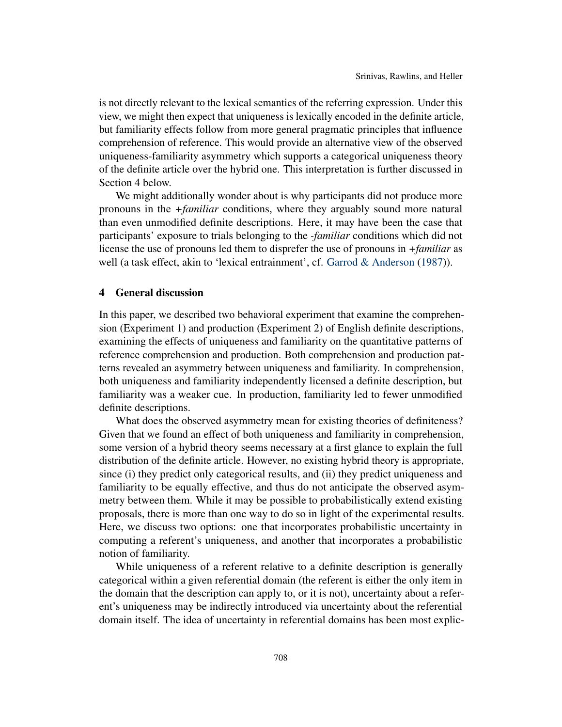is not directly relevant to the lexical semantics of the referring expression. Under this view, we might then expect that uniqueness is lexically encoded in the definite article, but familiarity effects follow from more general pragmatic principles that influence comprehension of reference. This would provide an alternative view of the observed uniqueness-familiarity asymmetry which supports a categorical uniqueness theory of the definite article over the hybrid one. This interpretation is further discussed in Section 4 below.

We might additionally wonder about is why participants did not produce more pronouns in the *+familiar* conditions, where they arguably sound more natural than even unmodified definite descriptions. Here, it may have been the case that participants' exposure to trials belonging to the *-familiar* conditions which did not license the use of pronouns led them to disprefer the use of pronouns in *+familiar* as well (a task effect, akin to 'lexical entrainment', cf. Garrod & Anderson (1987)).

## 4 General discussion

In this paper, we described two behavioral experiment that examine the comprehension (Experiment 1) and production (Experiment 2) of English definite descriptions, examining the effects of uniqueness and familiarity on the quantitative patterns of reference comprehension and production. Both comprehension and production patterns revealed an asymmetry between uniqueness and familiarity. In comprehension, both uniqueness and familiarity independently licensed a definite description, but familiarity was a weaker cue. In production, familiarity led to fewer unmodified definite descriptions.

What does the observed asymmetry mean for existing theories of definiteness? Given that we found an effect of both uniqueness and familiarity in comprehension, some version of a hybrid theory seems necessary at a first glance to explain the full distribution of the definite article. However, no existing hybrid theory is appropriate, since (i) they predict only categorical results, and (ii) they predict uniqueness and familiarity to be equally effective, and thus do not anticipate the observed asymmetry between them. While it may be possible to probabilistically extend existing proposals, there is more than one way to do so in light of the experimental results. Here, we discuss two options: one that incorporates probabilistic uncertainty in computing a referent's uniqueness, and another that incorporates a probabilistic notion of familiarity.

While uniqueness of a referent relative to a definite description is generally categorical within a given referential domain (the referent is either the only item in the domain that the description can apply to, or it is not), uncertainty about a referent's uniqueness may be indirectly introduced via uncertainty about the referential domain itself. The idea of uncertainty in referential domains has been most explic-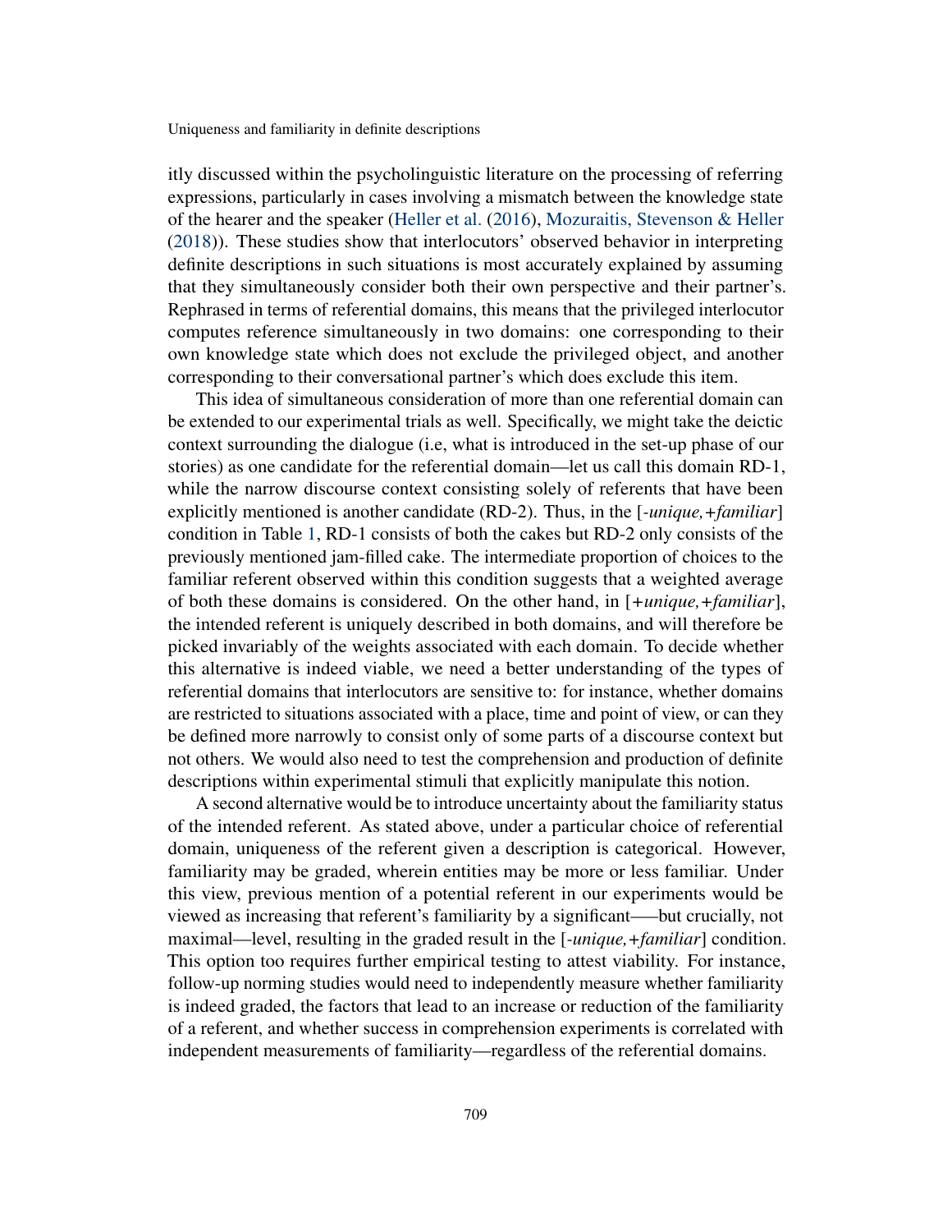itly discussed within the psycholinguistic literature on the processing of referring expressions, particularly in cases involving a mismatch between the knowledge state of the hearer and the speaker (Heller et al. (2016), Mozuraitis, Stevenson & Heller (2018)). These studies show that interlocutors' observed behavior in interpreting definite descriptions in such situations is most accurately explained by assuming that they simultaneously consider both their own perspective and their partner's. Rephrased in terms of referential domains, this means that the privileged interlocutor computes reference simultaneously in two domains: one corresponding to their own knowledge state which does not exclude the privileged object, and another corresponding to their conversational partner's which does exclude this item.

This idea of simultaneous consideration of more than one referential domain can be extended to our experimental trials as well. Specifically, we might take the deictic context surrounding the dialogue (i.e, what is introduced in the set-up phase of our stories) as one candidate for the referential domain—let us call this domain RD-1, while the narrow discourse context consisting solely of referents that have been explicitly mentioned is another candidate (RD-2). Thus, in the [*-unique,+familiar*] condition in Table 1, RD-1 consists of both the cakes but RD-2 only consists of the previously mentioned jam-filled cake. The intermediate proportion of choices to the familiar referent observed within this condition suggests that a weighted average of both these domains is considered. On the other hand, in [*+unique,+familiar*], the intended referent is uniquely described in both domains, and will therefore be picked invariably of the weights associated with each domain. To decide whether this alternative is indeed viable, we need a better understanding of the types of referential domains that interlocutors are sensitive to: for instance, whether domains are restricted to situations associated with a place, time and point of view, or can they be defined more narrowly to consist only of some parts of a discourse context but not others. We would also need to test the comprehension and production of definite descriptions within experimental stimuli that explicitly manipulate this notion.

A second alternative would be to introduce uncertainty about the familiarity status of the intended referent. As stated above, under a particular choice of referential domain, uniqueness of the referent given a description is categorical. However, familiarity may be graded, wherein entities may be more or less familiar. Under this view, previous mention of a potential referent in our experiments would be viewed as increasing that referent's familiarity by a significant—–but crucially, not maximal—level, resulting in the graded result in the [*-unique,+familiar*] condition. This option too requires further empirical testing to attest viability. For instance, follow-up norming studies would need to independently measure whether familiarity is indeed graded, the factors that lead to an increase or reduction of the familiarity of a referent, and whether success in comprehension experiments is correlated with independent measurements of familiarity—regardless of the referential domains.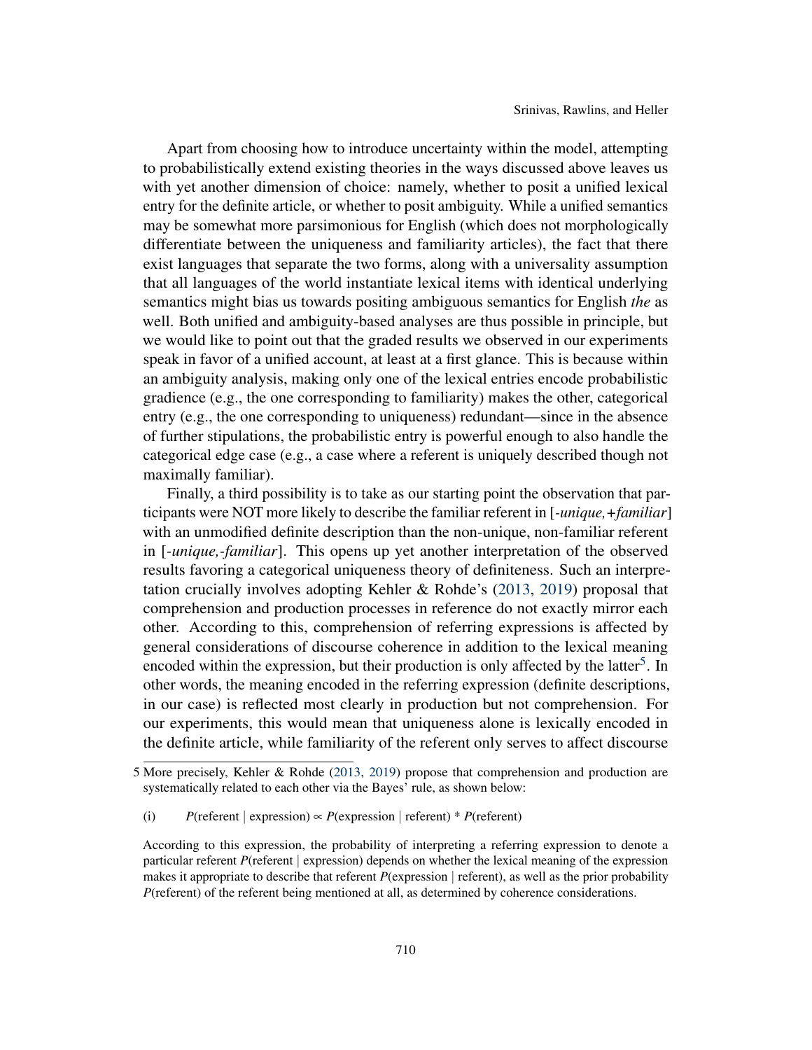Apart from choosing how to introduce uncertainty within the model, attempting to probabilistically extend existing theories in the ways discussed above leaves us with yet another dimension of choice: namely, whether to posit a unified lexical entry for the definite article, or whether to posit ambiguity. While a unified semantics may be somewhat more parsimonious for English (which does not morphologically differentiate between the uniqueness and familiarity articles), the fact that there exist languages that separate the two forms, along with a universality assumption that all languages of the world instantiate lexical items with identical underlying semantics might bias us towards positing ambiguous semantics for English *the* as well. Both unified and ambiguity-based analyses are thus possible in principle, but we would like to point out that the graded results we observed in our experiments speak in favor of a unified account, at least at a first glance. This is because within an ambiguity analysis, making only one of the lexical entries encode probabilistic gradience (e.g., the one corresponding to familiarity) makes the other, categorical entry (e.g., the one corresponding to uniqueness) redundant—since in the absence of further stipulations, the probabilistic entry is powerful enough to also handle the categorical edge case (e.g., a case where a referent is uniquely described though not maximally familiar).

Finally, a third possibility is to take as our starting point the observation that participants were NOT more likely to describe the familiar referent in [*-unique,+familiar*] with an unmodified definite description than the non-unique, non-familiar referent in [*-unique,-familiar*]. This opens up yet another interpretation of the observed results favoring a categorical uniqueness theory of definiteness. Such an interpretation crucially involves adopting Kehler & Rohde's (2013, 2019) proposal that comprehension and production processes in reference do not exactly mirror each other. According to this, comprehension of referring expressions is affected by general considerations of discourse coherence in addition to the lexical meaning encoded within the expression, but their production is only affected by the latter[5]. In other words, the meaning encoded in the referring expression (definite descriptions, in our case) is reflected most clearly in production but not comprehension. For our experiments, this would mean that uniqueness alone is lexically encoded in the definite article, while familiarity of the referent only serves to affect discourse

5 More precisely, Kehler & Rohde (2013, 2019) propose that comprehension and production are systematically related to each other via the Bayes' rule, as shown below:

(i) $P(\text{referent} \mid \text{expression}) \propto P(\text{expression} \mid \text{referent}) * P(\text{referent})$

According to this expression, the probability of interpreting a referring expression to denote a particular referent $P(\text{referent} \mid \text{expression})$ depends on whether the lexical meaning of the expression makes it appropriate to describe that referent $P(\text{expression} \mid \text{referent})$, as well as the prior probability $P(\text{referent})$ of the referent being mentioned at all, as determined by coherence considerations.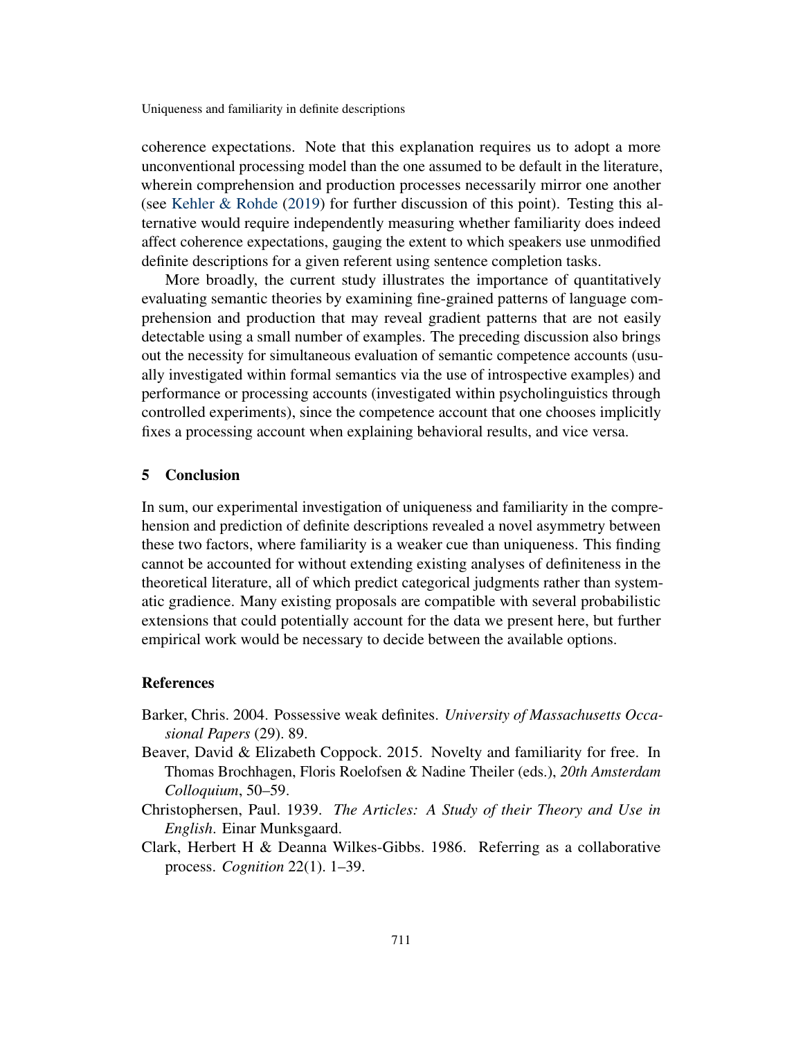coherence expectations. Note that this explanation requires us to adopt a more unconventional processing model than the one assumed to be default in the literature, wherein comprehension and production processes necessarily mirror one another (see Kehler & Rohde (2019) for further discussion of this point). Testing this alternative would require independently measuring whether familiarity does indeed affect coherence expectations, gauging the extent to which speakers use unmodified definite descriptions for a given referent using sentence completion tasks.

More broadly, the current study illustrates the importance of quantitatively evaluating semantic theories by examining fine-grained patterns of language comprehension and production that may reveal gradient patterns that are not easily detectable using a small number of examples. The preceding discussion also brings out the necessity for simultaneous evaluation of semantic competence accounts (usually investigated within formal semantics via the use of introspective examples) and performance or processing accounts (investigated within psycholinguistics through controlled experiments), since the competence account that one chooses implicitly fixes a processing account when explaining behavioral results, and vice versa.

## 5 Conclusion

In sum, our experimental investigation of uniqueness and familiarity in the comprehension and prediction of definite descriptions revealed a novel asymmetry between these two factors, where familiarity is a weaker cue than uniqueness. This finding cannot be accounted for without extending existing analyses of definiteness in the theoretical literature, all of which predict categorical judgments rather than systematic gradience. Many existing proposals are compatible with several probabilistic extensions that could potentially account for the data we present here, but further empirical work would be necessary to decide between the available options.

## References

Barker, Chris. 2004. Possessive weak definites. *University of Massachusetts Occasional Papers* (29). 89.

Beaver, David & Elizabeth Coppock. 2015. Novelty and familiarity for free. In Thomas Brochhagen, Floris Roelofsen & Nadine Theiler (eds.), *20th Amsterdam Colloquium*, 50–59.

Christophersen, Paul. 1939. *The Articles: A Study of their Theory and Use in English*. Einar Munksgaard.

Clark, Herbert H & Deanna Wilkes-Gibbs. 1986. Referring as a collaborative process. *Cognition* 22(1). 1–39.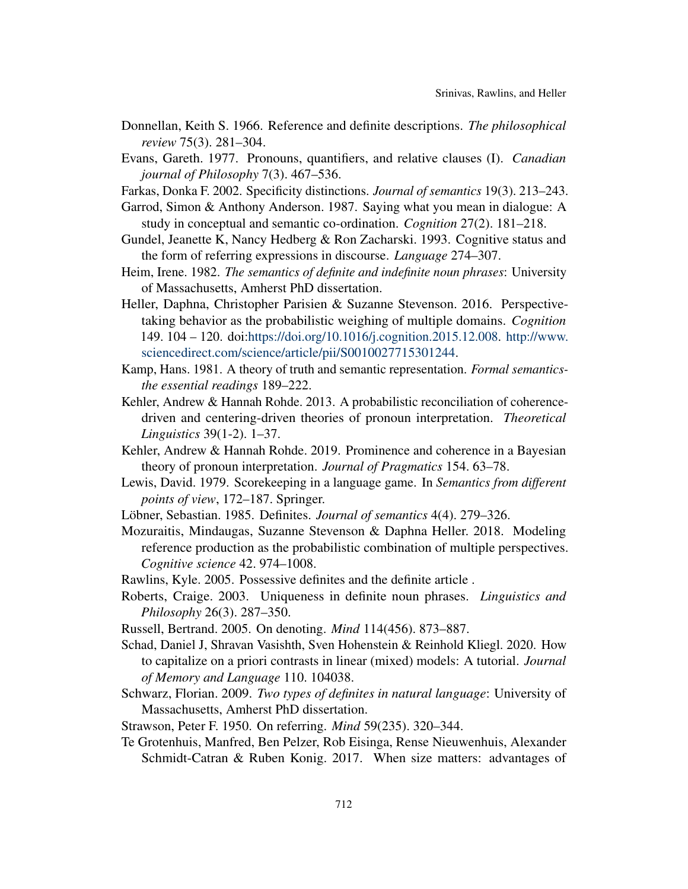Donnellan, Keith S. 1966. Reference and definite descriptions. *The philosophical review* 75(3). 281–304.

Evans, Gareth. 1977. Pronouns, quantifiers, and relative clauses (I). *Canadian journal of Philosophy* 7(3). 467–536.

Farkas, Donka F. 2002. Specificity distinctions. *Journal of semantics* 19(3). 213–243.

Garrod, Simon & Anthony Anderson. 1987. Saying what you mean in dialogue: A study in conceptual and semantic co-ordination. *Cognition* 27(2). 181–218.

Gundel, Jeanette K, Nancy Hedberg & Ron Zacharski. 1993. Cognitive status and the form of referring expressions in discourse. *Language* 274–307.

Heim, Irene. 1982. *The semantics of definite and indefinite noun phrases*: University of Massachusetts, Amherst PhD dissertation.

Heller, Daphna, Christopher Parisien & Suzanne Stevenson. 2016. Perspective-taking behavior as the probabilistic weighing of multiple domains. *Cognition* 149. 104 – 120. doi:https://doi.org/10.1016/j.cognition.2015.12.008. http://www.sciencedirect.com/science/article/pii/S0010027715301244.

Kamp, Hans. 1981. A theory of truth and semantic representation. *Formal semantics-the essential readings* 189–222.

Kehler, Andrew & Hannah Rohde. 2013. A probabilistic reconciliation of coherence-driven and centering-driven theories of pronoun interpretation. *Theoretical Linguistics* 39(1-2). 1–37.

Kehler, Andrew & Hannah Rohde. 2019. Prominence and coherence in a Bayesian theory of pronoun interpretation. *Journal of Pragmatics* 154. 63–78.

Lewis, David. 1979. Scorekeeping in a language game. In *Semantics from different points of view*, 172–187. Springer.

Löbner, Sebastian. 1985. Definites. *Journal of semantics* 4(4). 279–326.

Mozuraitis, Mindaugas, Suzanne Stevenson & Daphna Heller. 2018. Modeling reference production as the probabilistic combination of multiple perspectives. *Cognitive science* 42. 974–1008.

Rawlins, Kyle. 2005. Possessive definites and the definite article .

Roberts, Craige. 2003. Uniqueness in definite noun phrases. *Linguistics and Philosophy* 26(3). 287–350.

Russell, Bertrand. 2005. On denoting. *Mind* 114(456). 873–887.

Schad, Daniel J, Shravan Vasishth, Sven Hohenstein & Reinhold Kliegl. 2020. How to capitalize on a priori contrasts in linear (mixed) models: A tutorial. *Journal of Memory and Language* 110. 104038.

Schwarz, Florian. 2009. *Two types of definites in natural language*: University of Massachusetts, Amherst PhD dissertation.

Strawson, Peter F. 1950. On referring. *Mind* 59(235). 320–344.

Te Grotenhuis, Manfred, Ben Pelzer, Rob Eisinga, Rense Nieuwenhuis, Alexander Schmidt-Catran & Ruben Konig. 2017. When size matters: advantages of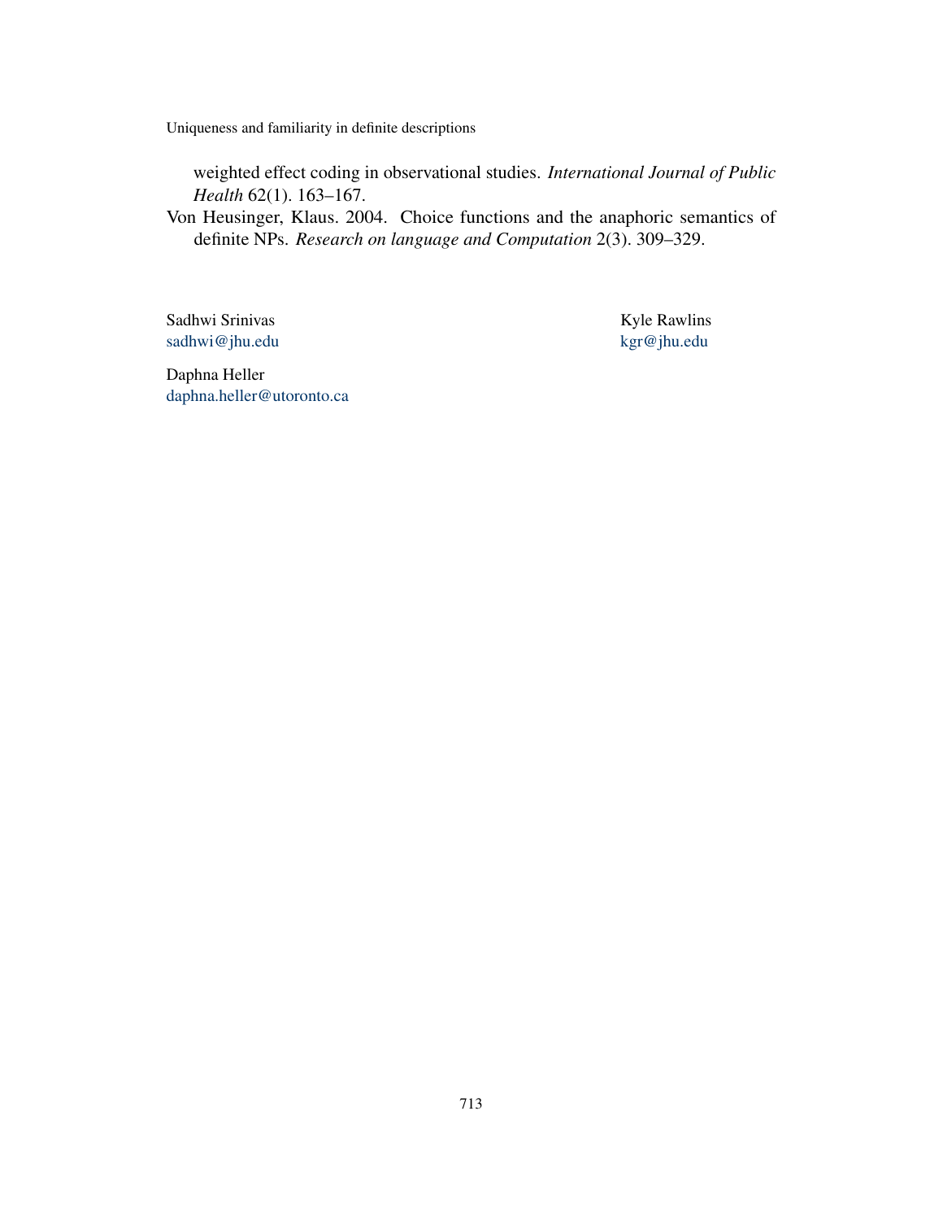weighted effect coding in observational studies. *International Journal of Public Health* 62(1). 163–167.

Von Heusinger, Klaus. 2004. Choice functions and the anaphoric semantics of definite NPs. *Research on language and Computation* 2(3). 309–329.

Sadhwi Srinivas
sadhwi@jhu.edu

Kyle Rawlins
kgr@jhu.edu

Daphna Heller
daphna.heller@utoronto.ca